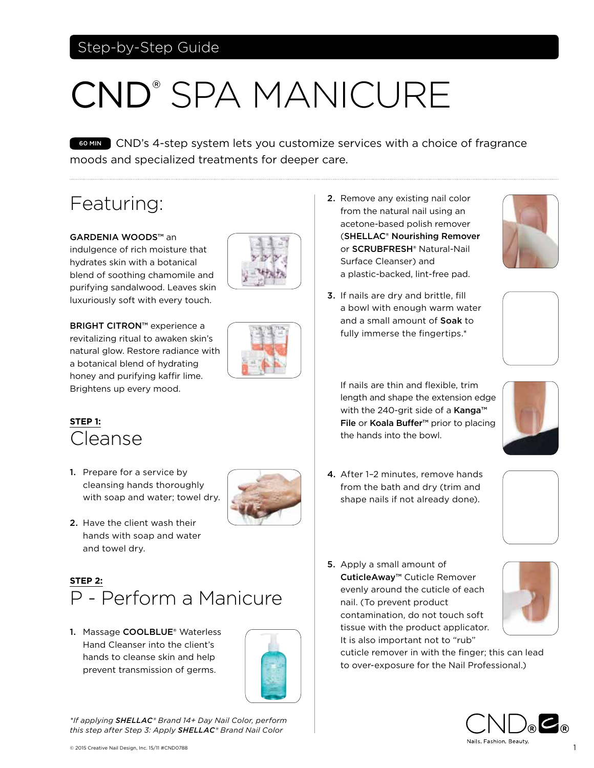Step-by-Step Guide

# CND® SPA MANICURE

60 MIN CND's 4-step system lets you customize services with a choice of fragrance moods and specialized treatments for deeper care.

## Featuring:

**GARDENIA WOODS™** an indulgence of rich moisture that hydrates skin with a botanical blend of soothing chamomile and purifying sandalwood. Leaves skin luxuriously soft with every touch.

**BRIGHT CITRON™** experience a revitalizing ritual to awaken skin's natural glow. Restore radiance with a botanical blend of hydrating honey and purifying kaffir lime. Brightens up every mood.

**STEP 1:**

## Cleanse

1. Prepare for a service by cleansing hands thoroughly with soap and water; towel dry.
2. Have the client wash their hands with soap and water and towel dry.

**STEP 2:**

## P - Perform a Manicure

1. Massage **COOLBLUE®** Waterless Hand Cleanser into the client's hands to cleanse skin and help prevent transmission of germs.
2. Remove any existing nail color from the natural nail using an acetone-based polish remover (**SHELLAC® Nourishing Remover** or **SCRUBFRESH®** Natural-Nail Surface Cleanser) and a plastic-backed, lint-free pad.
3. If nails are dry and brittle, fill a bowl with enough warm water and a small amount of **Soak** to fully immerse the fingertips.*

   If nails are thin and flexible, trim length and shape the extension edge with the 240-grit side of a **Kanga™ File** or **Koala Buffer™** prior to placing the hands into the bowl.
4. After 1–2 minutes, remove hands from the bath and dry (trim and shape nails if not already done).
5. Apply a small amount of **CuticleAway™** Cuticle Remover evenly around the cuticle of each nail. (To prevent product contamination, do not touch soft tissue with the product applicator. It is also important not to "rub" cuticle remover in with the finger; this can lead to over-exposure for the Nail Professional.)

*\*If applying **SHELLAC®** Brand 14+ Day Nail Color, perform this step after Step 3: Apply **SHELLAC®** Brand Nail Color*

© 2015 Creative Nail Design, Inc. 15/11 #CND0788

CND® Nails. Fashion. Beauty.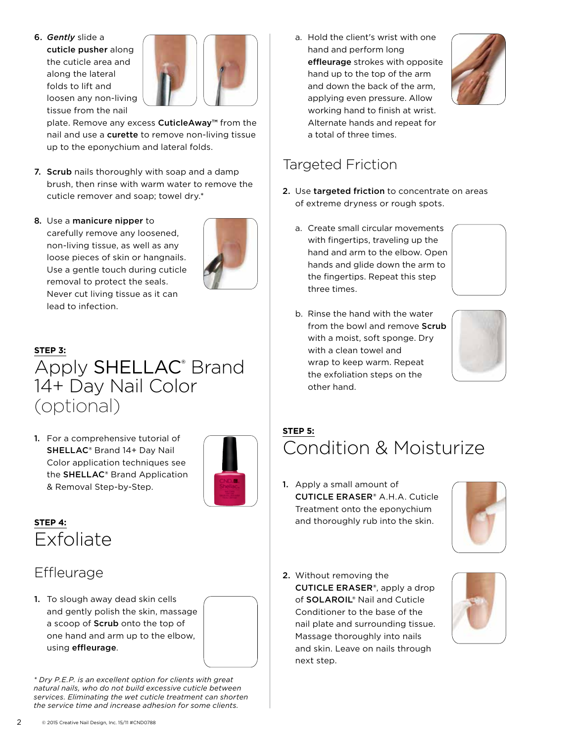6. ***Gently*** slide a **cuticle pusher** along the cuticle area and along the lateral folds to lift and loosen any non-living tissue from the nail plate. Remove any excess **CuticleAway™** from the nail and use a **curette** to remove non-living tissue up to the eponychium and lateral folds.

7. **Scrub** nails thoroughly with soap and a damp brush, then rinse with warm water to remove the cuticle remover and soap; towel dry.*

8. Use a **manicure nipper** to carefully remove any loosened, non-living tissue, as well as any loose pieces of skin or hangnails. Use a gentle touch during cuticle removal to protect the seals. Never cut living tissue as it can lead to infection.

**STEP 3:**

## Apply SHELLAC® Brand 14+ Day Nail Color (optional)

1. For a comprehensive tutorial of **SHELLAC**® Brand 14+ Day Nail Color application techniques see the **SHELLAC**® Brand Application & Removal Step-by-Step.

**STEP 4:**

## Exfoliate

### Effleurage

1. To slough away dead skin cells and gently polish the skin, massage a scoop of **Scrub** onto the top of one hand and arm up to the elbow, using **effleurage**.

   a. Hold the client's wrist with one hand and perform long **effleurage** strokes with opposite hand up to the top of the arm and down the back of the arm, applying even pressure. Allow working hand to finish at wrist. Alternate hands and repeat for a total of three times.

### Targeted Friction

2. Use **targeted friction** to concentrate on areas of extreme dryness or rough spots.

   a. Create small circular movements with fingertips, traveling up the hand and arm to the elbow. Open hands and glide down the arm to the fingertips. Repeat this step three times.

   b. Rinse the hand with the water from the bowl and remove **Scrub** with a moist, soft sponge. Dry with a clean towel and wrap to keep warm. Repeat the exfoliation steps on the other hand.

**STEP 5:**

## Condition & Moisturize

1. Apply a small amount of **CUTICLE ERASER**® A.H.A. Cuticle Treatment onto the eponychium and thoroughly rub into the skin.

2. Without removing the **CUTICLE ERASER**®, apply a drop of **SOLAROIL**® Nail and Cuticle Conditioner to the base of the nail plate and surrounding tissue. Massage thoroughly into nails and skin. Leave on nails through next step.

*\* Dry P.E.P. is an excellent option for clients with great natural nails, who do not build excessive cuticle between services. Eliminating the wet cuticle treatment can shorten the service time and increase adhesion for some clients.*

© 2015 Creative Nail Design, Inc. 15/11 #CND0788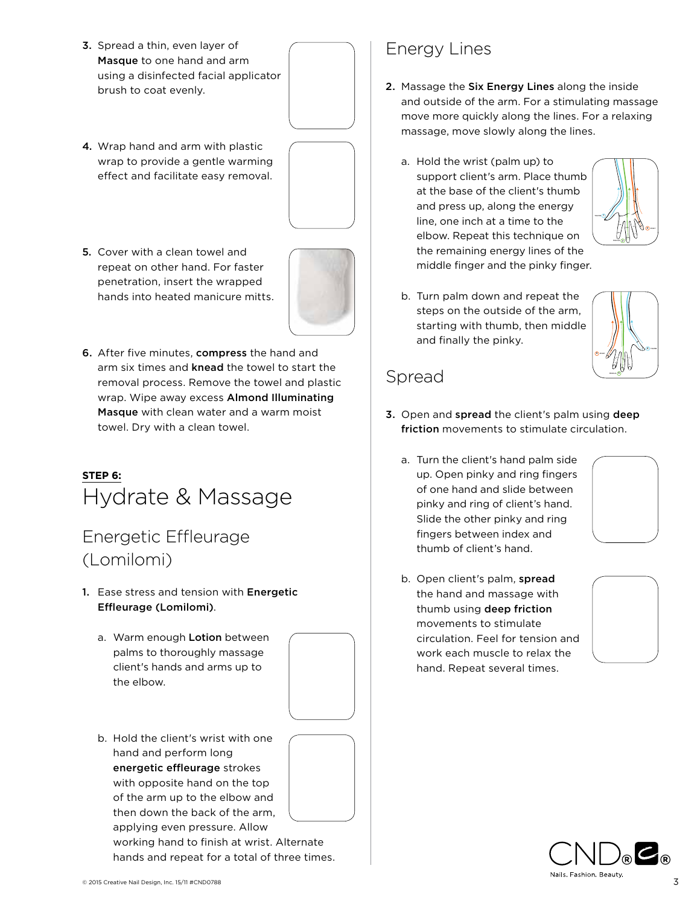3. Spread a thin, even layer of **Masque** to one hand and arm using a disinfected facial applicator brush to coat evenly.

4. Wrap hand and arm with plastic wrap to provide a gentle warming effect and facilitate easy removal.

5. Cover with a clean towel and repeat on other hand. For faster penetration, insert the wrapped hands into heated manicure mitts.

6. After five minutes, **compress** the hand and arm six times and **knead** the towel to start the removal process. Remove the towel and plastic wrap. Wipe away excess **Almond Illuminating Masque** with clean water and a warm moist towel. Dry with a clean towel.

**STEP 6:**

# Hydrate & Massage

## Energetic Effleurage (Lomilomi)

1. Ease stress and tension with **Energetic Effleurage (Lomilomi)**.

   a. Warm enough **Lotion** between palms to thoroughly massage client's hands and arms up to the elbow.

   b. Hold the client's wrist with one hand and perform long **energetic effleurage** strokes with opposite hand on the top of the arm up to the elbow and then down the back of the arm, applying even pressure. Allow working hand to finish at wrist. Alternate hands and repeat for a total of three times.

## Energy Lines

2. Massage the **Six Energy Lines** along the inside and outside of the arm. For a stimulating massage move more quickly along the lines. For a relaxing massage, move slowly along the lines.

   a. Hold the wrist (palm up) to support client's arm. Place thumb at the base of the client's thumb and press up, along the energy line, one inch at a time to the elbow. Repeat this technique on the remaining energy lines of the middle finger and the pinky finger.

   b. Turn palm down and repeat the steps on the outside of the arm, starting with thumb, then middle and finally the pinky.

## Spread

3. Open and **spread** the client's palm using **deep friction** movements to stimulate circulation.

   a. Turn the client's hand palm side up. Open pinky and ring fingers of one hand and slide between pinky and ring of client's hand. Slide the other pinky and ring fingers between index and thumb of client's hand.

   b. Open client's palm, **spread** the hand and massage with thumb using **deep friction** movements to stimulate circulation. Feel for tension and work each muscle to relax the hand. Repeat several times.

© 2015 Creative Nail Design, Inc. 15/11 #CND0788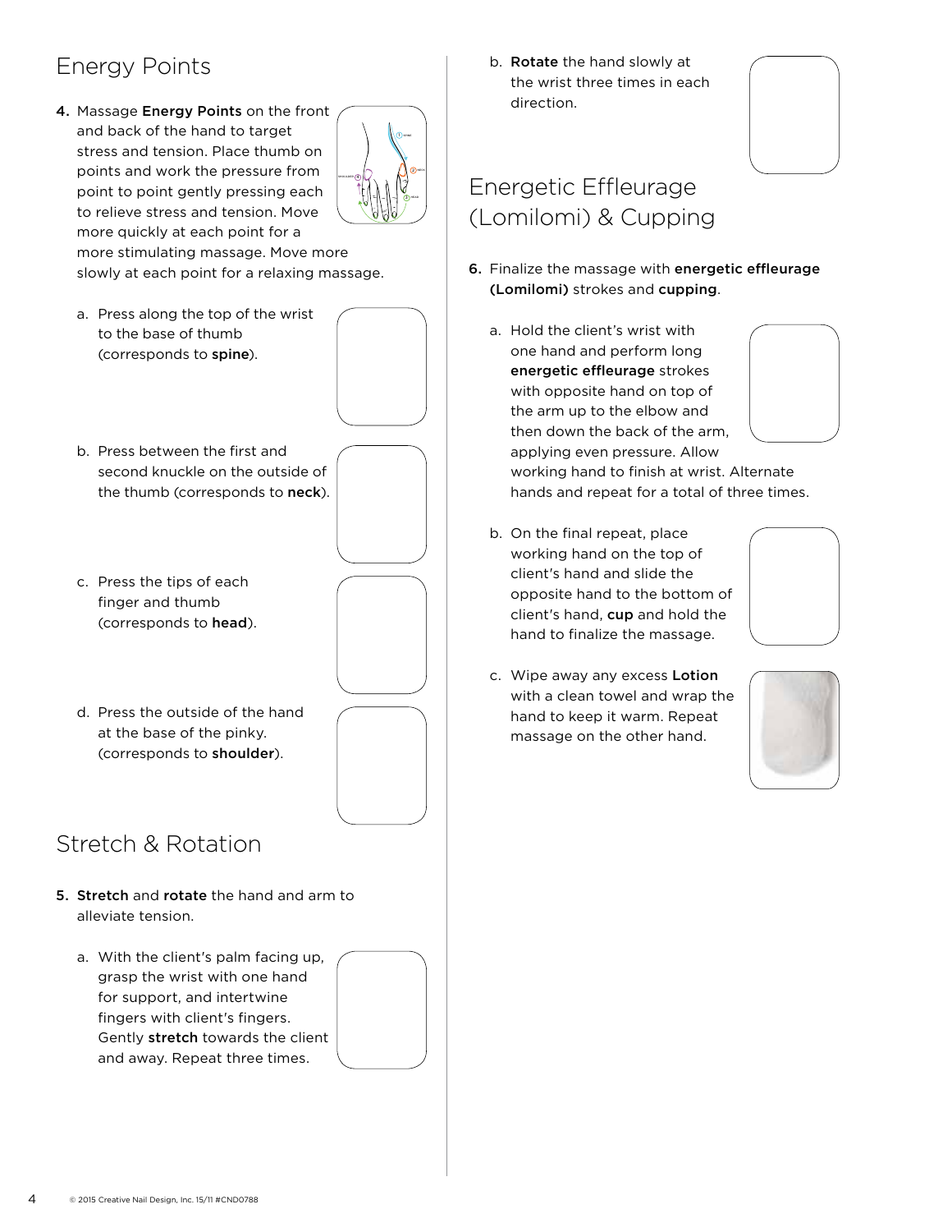## Energy Points

4. Massage **Energy Points** on the front and back of the hand to target stress and tension. Place thumb on points and work the pressure from point to point gently pressing each to relieve stress and tension. Move more quickly at each point for a more stimulating massage. Move more slowly at each point for a relaxing massage.

   a. Press along the top of the wrist to the base of thumb (corresponds to **spine**).

   b. Press between the first and second knuckle on the outside of the thumb (corresponds to **neck**).

   c. Press the tips of each finger and thumb (corresponds to **head**).

   d. Press the outside of the hand at the base of the pinky. (corresponds to **shoulder**).

## Stretch & Rotation

5. **Stretch** and **rotate** the hand and arm to alleviate tension.

   a. With the client's palm facing up, grasp the wrist with one hand for support, and intertwine fingers with client's fingers. Gently **stretch** towards the client and away. Repeat three times.

   b. **Rotate** the hand slowly at the wrist three times in each direction.

## Energetic Effleurage (Lomilomi) & Cupping

6. Finalize the massage with **energetic effleurage (Lomilomi)** strokes and **cupping**.

   a. Hold the client's wrist with one hand and perform long **energetic effleurage** strokes with opposite hand on top of the arm up to the elbow and then down the back of the arm, applying even pressure. Allow working hand to finish at wrist. Alternate hands and repeat for a total of three times.

   b. On the final repeat, place working hand on the top of client's hand and slide the opposite hand to the bottom of client's hand, **cup** and hold the hand to finalize the massage.

   c. Wipe away any excess **Lotion** with a clean towel and wrap the hand to keep it warm. Repeat massage on the other hand.

© 2015 Creative Nail Design, Inc. 15/11 #CND0788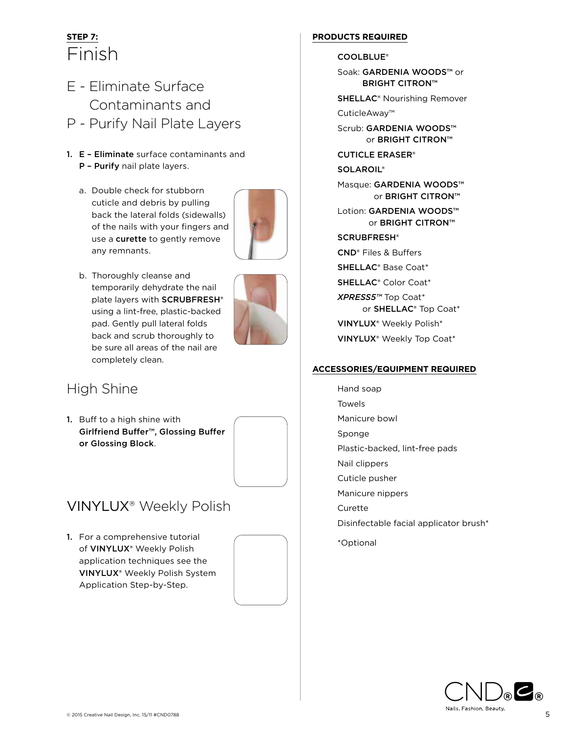**STEP 7:**

# Finish

## E - Eliminate Surface Contaminants and P - Purify Nail Plate Layers

1. **E – Eliminate** surface contaminants and **P – Purify** nail plate layers.

   a. Double check for stubborn cuticle and debris by pulling back the lateral folds (sidewalls) of the nails with your fingers and use a **curette** to gently remove any remnants.

   b. Thoroughly cleanse and temporarily dehydrate the nail plate layers with **SCRUBFRESH®** using a lint-free, plastic-backed pad. Gently pull lateral folds back and scrub thoroughly to be sure all areas of the nail are completely clean.

## High Shine

1. Buff to a high shine with **Girlfriend Buffer™, Glossing Buffer or Glossing Block**.

## VINYLUX® Weekly Polish

1. For a comprehensive tutorial of **VINYLUX®** Weekly Polish application techniques see the **VINYLUX®** Weekly Polish System Application Step-by-Step.

**PRODUCTS REQUIRED**

- **COOLBLUE®**
- Soak: **GARDENIA WOODS™** or **BRIGHT CITRON™**
- **SHELLAC®** Nourishing Remover
- CuticleAway™
- Scrub: **GARDENIA WOODS™** or **BRIGHT CITRON™**
- **CUTICLE ERASER®**
- **SOLAROIL®**
- Masque: **GARDENIA WOODS™** or **BRIGHT CITRON™**
- Lotion: **GARDENIA WOODS™** or **BRIGHT CITRON™**
- **SCRUBFRESH®**
- **CND®** Files & Buffers
- **SHELLAC®** Base Coat*
- **SHELLAC®** Color Coat*
- ***XPRESS5™*** Top Coat* or **SHELLAC®** Top Coat*
- **VINYLUX®** Weekly Polish*
- **VINYLUX®** Weekly Top Coat*

**ACCESSORIES/EQUIPMENT REQUIRED**

- Hand soap
- Towels
- Manicure bowl
- Sponge
- Plastic-backed, lint-free pads
- Nail clippers
- Cuticle pusher
- Manicure nippers
- Curette
- Disinfectable facial applicator brush*

*Optional

CND® Nails. Fashion. Beauty.

© 2015 Creative Nail Design, Inc. 15/11 #CND0788